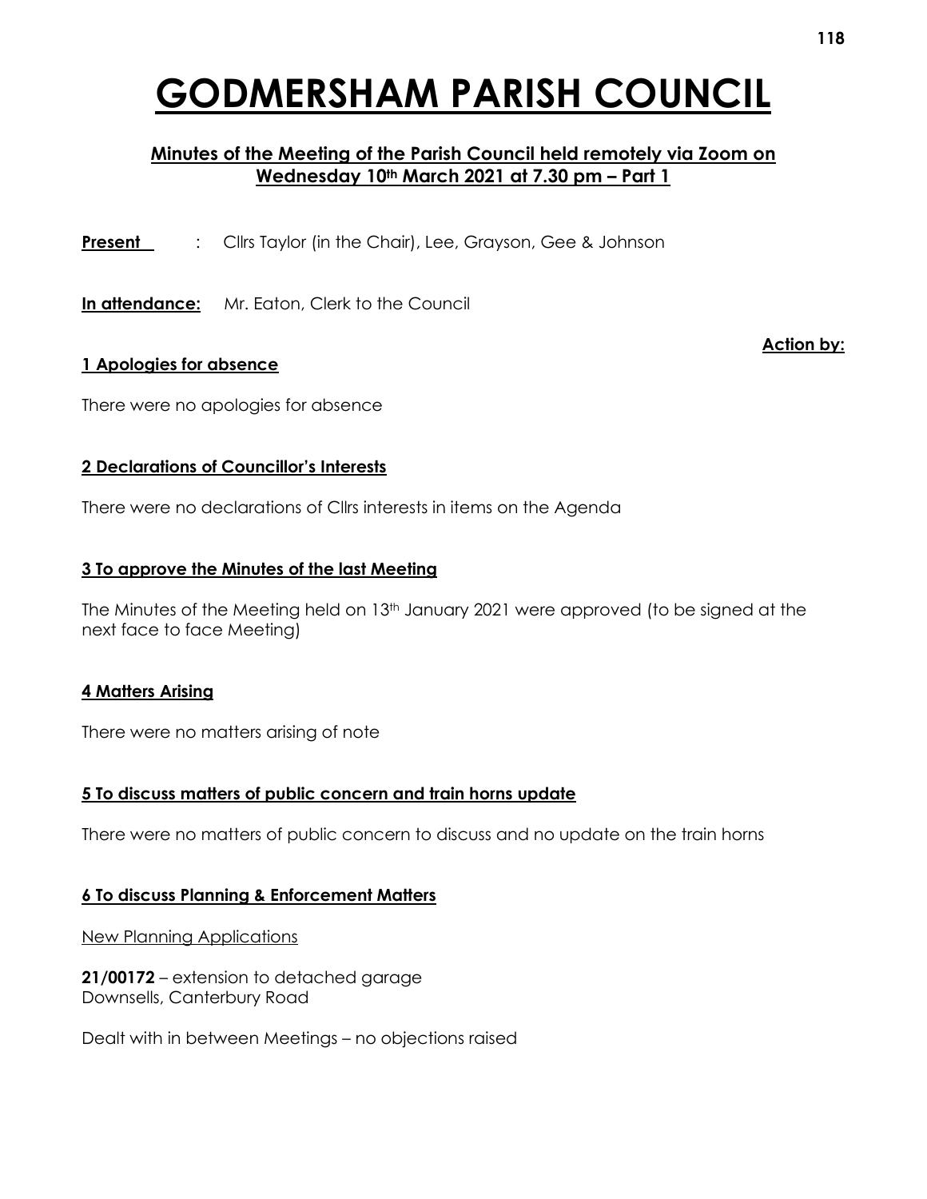# GODMERSHAM PARISH COUNCIL

**Minutes of the Meeting of the Parish Council held remotely via Zoom on Wednesday 10th March 2021 at 7.30 pm – Part 1**

**Present** : Cllrs Taylor (in the Chair), Lee, Grayson, Gee & Johnson

**In attendance:** Mr. Eaton, Clerk to the Council

**Action by:**

**1 Apologies for absence**

There were no apologies for absence

**2 Declarations of Councillor's Interests**

There were no declarations of Cllrs interests in items on the Agenda

**3 To approve the Minutes of the last Meeting**

The Minutes of the Meeting held on 13th January 2021 were approved (to be signed at the next face to face Meeting)

**4 Matters Arising**

There were no matters arising of note

**5 To discuss matters of public concern and train horns update**

There were no matters of public concern to discuss and no update on the train horns

**6 To discuss Planning & Enforcement Matters**

New Planning Applications

**21/00172** – extension to detached garage
Downsells, Canterbury Road

Dealt with in between Meetings – no objections raised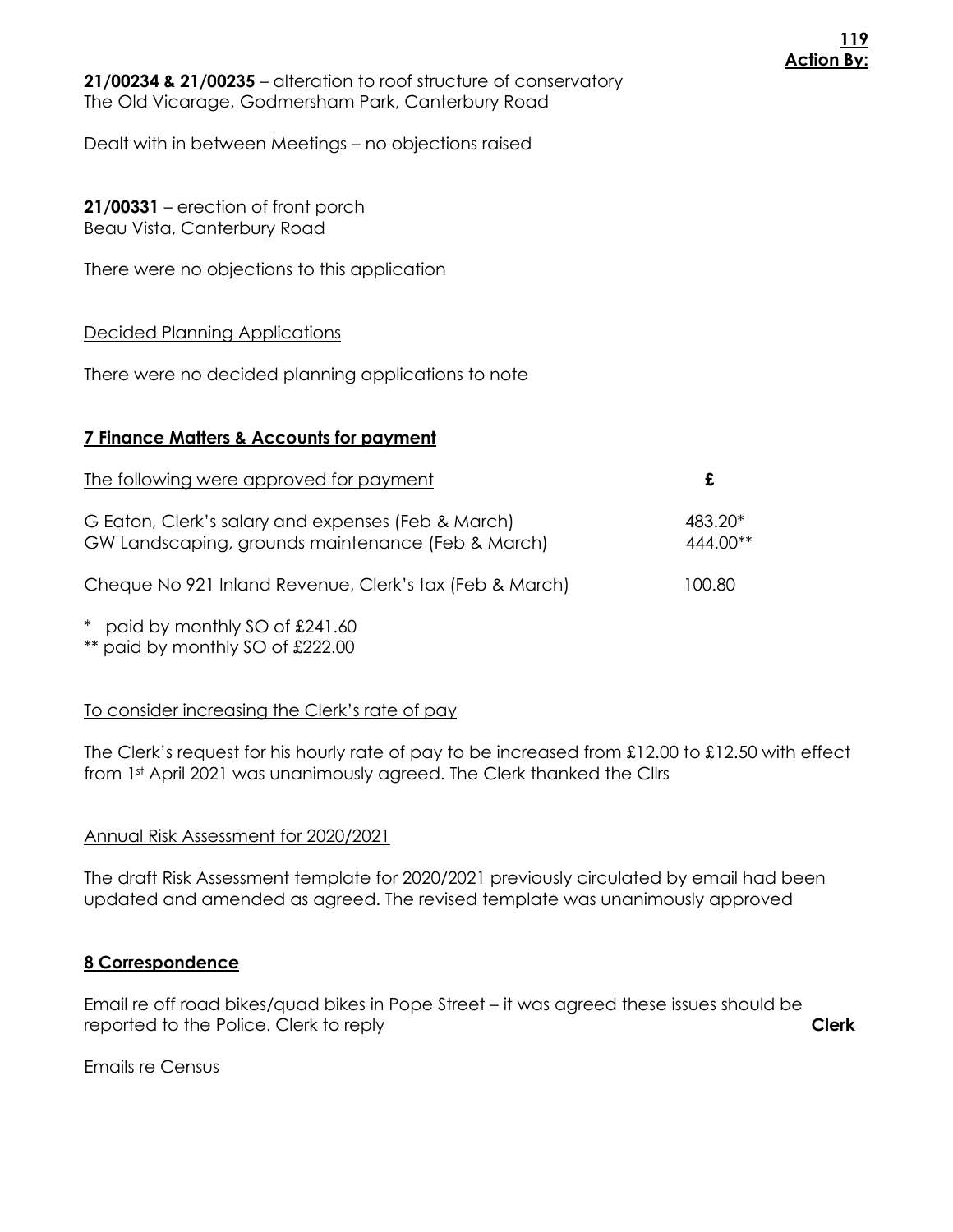**Action By:**

**21/00234 & 21/00235** – alteration to roof structure of conservatory
The Old Vicarage, Godmersham Park, Canterbury Road

Dealt with in between Meetings – no objections raised

**21/00331** – erection of front porch
Beau Vista, Canterbury Road

There were no objections to this application

Decided Planning Applications

There were no decided planning applications to note

**7 Finance Matters & Accounts for payment**

| The following were approved for payment | £ |
|---|---|
| G Eaton, Clerk's salary and expenses (Feb & March) | 483.20* |
| GW Landscaping, grounds maintenance (Feb & March) | 444.00** |
| Cheque No 921 Inland Revenue, Clerk's tax (Feb & March) | 100.80 |

\* paid by monthly SO of £241.60
** paid by monthly SO of £222.00

To consider increasing the Clerk's rate of pay

The Clerk's request for his hourly rate of pay to be increased from £12.00 to £12.50 with effect from 1st April 2021 was unanimously agreed. The Clerk thanked the Cllrs

Annual Risk Assessment for 2020/2021

The draft Risk Assessment template for 2020/2021 previously circulated by email had been updated and amended as agreed. The revised template was unanimously approved

**8 Correspondence**

Email re off road bikes/quad bikes in Pope Street – it was agreed these issues should be reported to the Police. Clerk to reply **Clerk**

Emails re Census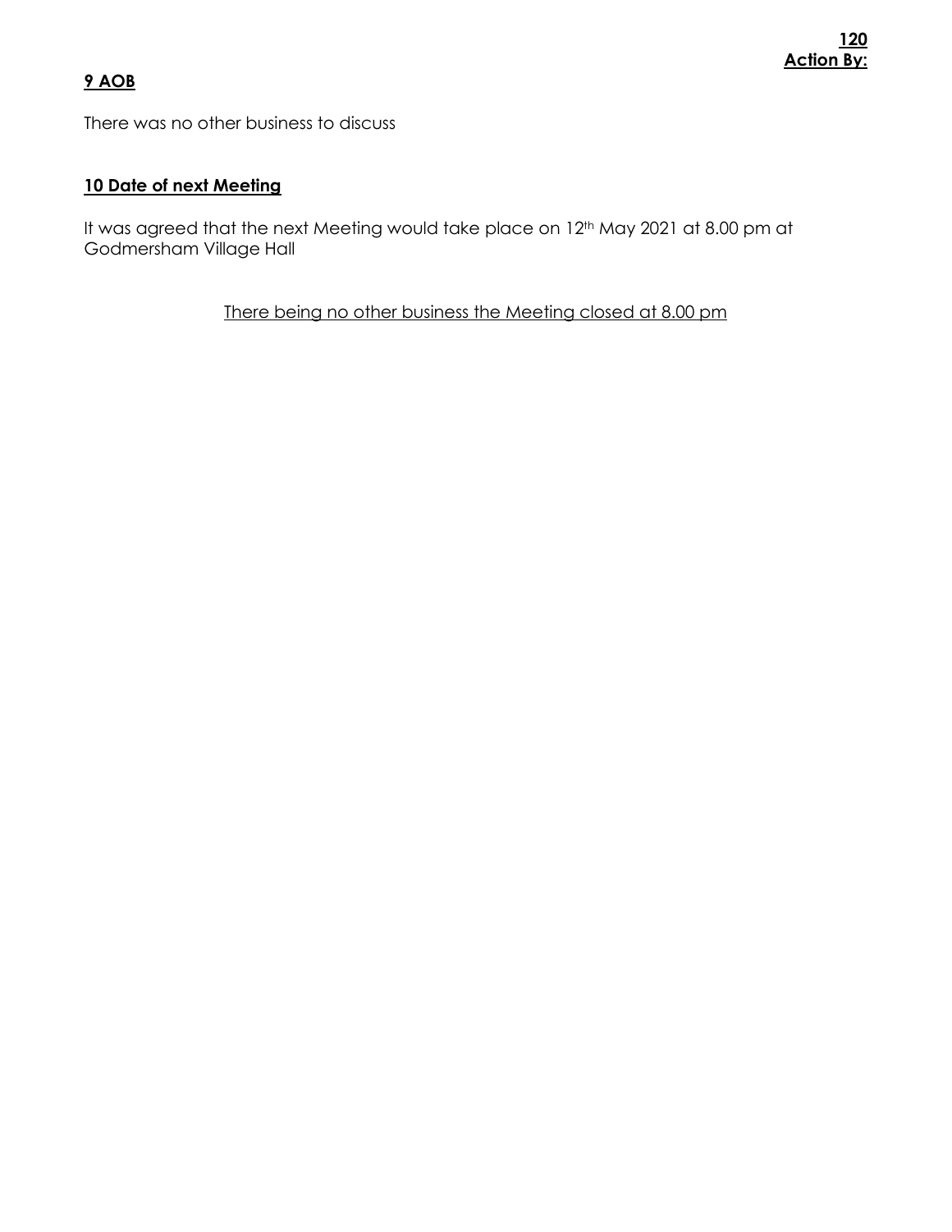**Action By:**

## **9 AOB**

There was no other business to discuss

## **10 Date of next Meeting**

It was agreed that the next Meeting would take place on 12th May 2021 at 8.00 pm at Godmersham Village Hall

There being no other business the Meeting closed at 8.00 pm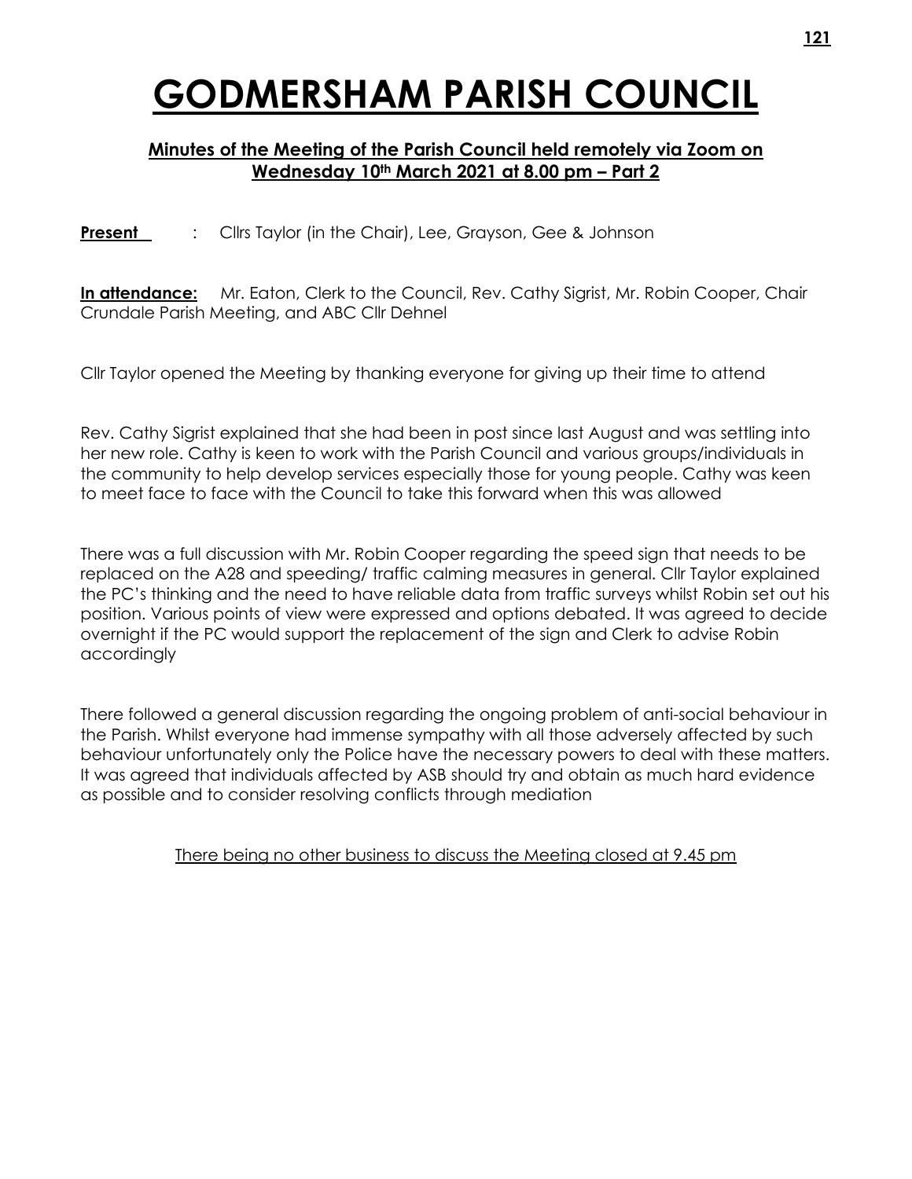# GODMERSHAM PARISH COUNCIL

## Minutes of the Meeting of the Parish Council held remotely via Zoom on Wednesday 10th March 2021 at 8.00 pm – Part 2

**Present** : Cllrs Taylor (in the Chair), Lee, Grayson, Gee & Johnson

**In attendance:** Mr. Eaton, Clerk to the Council, Rev. Cathy Sigrist, Mr. Robin Cooper, Chair Crundale Parish Meeting, and ABC Cllr Dehnel

Cllr Taylor opened the Meeting by thanking everyone for giving up their time to attend

Rev. Cathy Sigrist explained that she had been in post since last August and was settling into her new role. Cathy is keen to work with the Parish Council and various groups/individuals in the community to help develop services especially those for young people. Cathy was keen to meet face to face with the Council to take this forward when this was allowed

There was a full discussion with Mr. Robin Cooper regarding the speed sign that needs to be replaced on the A28 and speeding/ traffic calming measures in general. Cllr Taylor explained the PC's thinking and the need to have reliable data from traffic surveys whilst Robin set out his position. Various points of view were expressed and options debated. It was agreed to decide overnight if the PC would support the replacement of the sign and Clerk to advise Robin accordingly

There followed a general discussion regarding the ongoing problem of anti-social behaviour in the Parish. Whilst everyone had immense sympathy with all those adversely affected by such behaviour unfortunately only the Police have the necessary powers to deal with these matters. It was agreed that individuals affected by ASB should try and obtain as much hard evidence as possible and to consider resolving conflicts through mediation

There being no other business to discuss the Meeting closed at 9.45 pm